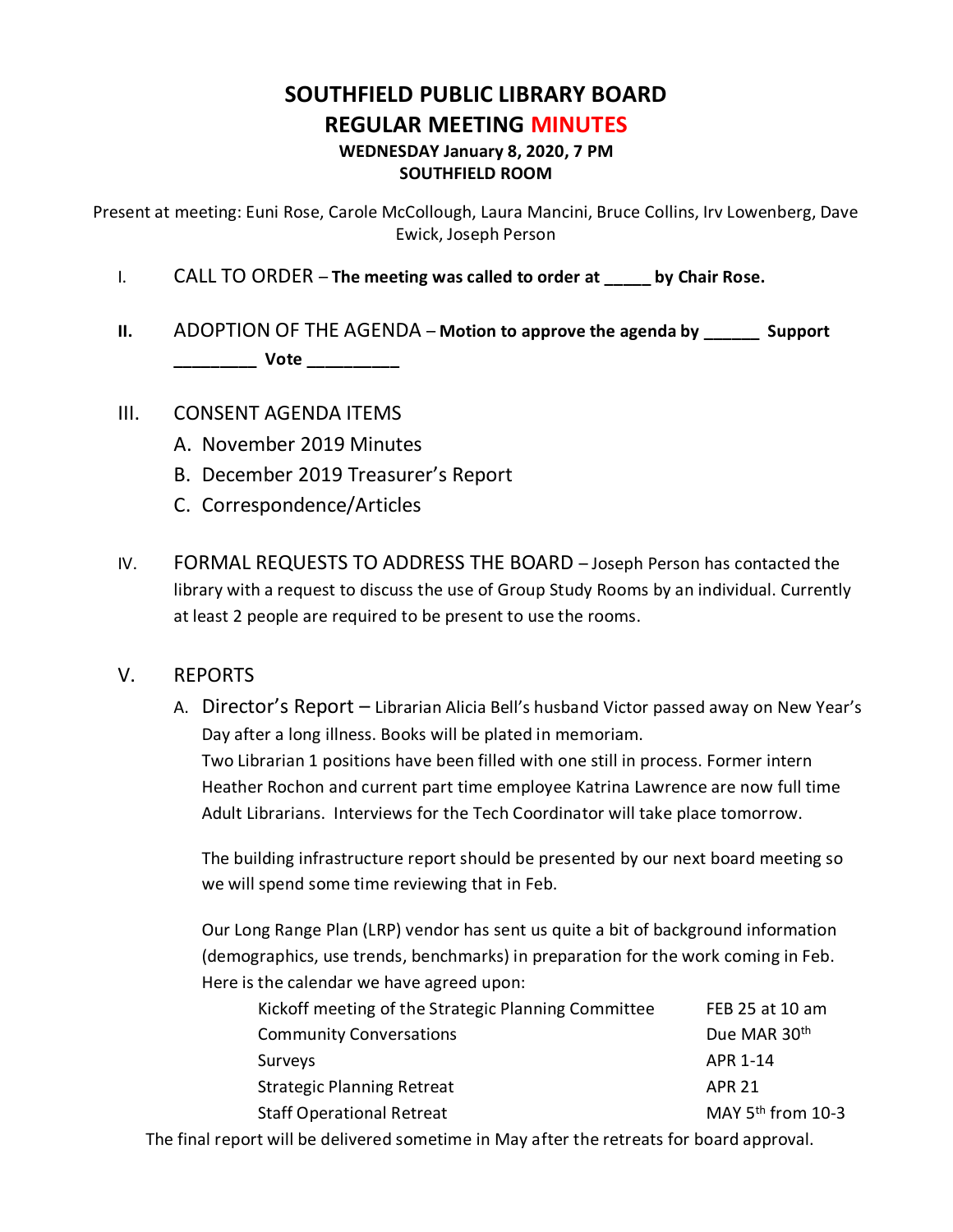# SOUTHFIELD PUBLIC LIBRARY BOARD
# REGULAR MEETING MINUTES

**WEDNESDAY January 8, 2020, 7 PM**
**SOUTHFIELD ROOM**

Present at meeting: Euni Rose, Carole McCollough, Laura Mancini, Bruce Collins, Irv Lowenberg, Dave Ewick, Joseph Person

I. CALL TO ORDER – **The meeting was called to order at _____ by Chair Rose.**

II. ADOPTION OF THE AGENDA – **Motion to approve the agenda by ______ Support _________ Vote __________**

III. CONSENT AGENDA ITEMS

A. November 2019 Minutes
B. December 2019 Treasurer's Report
C. Correspondence/Articles

IV. FORMAL REQUESTS TO ADDRESS THE BOARD – Joseph Person has contacted the library with a request to discuss the use of Group Study Rooms by an individual. Currently at least 2 people are required to be present to use the rooms.

V. REPORTS

A. Director's Report – Librarian Alicia Bell's husband Victor passed away on New Year's Day after a long illness. Books will be plated in memoriam.
Two Librarian 1 positions have been filled with one still in process. Former intern Heather Rochon and current part time employee Katrina Lawrence are now full time Adult Librarians. Interviews for the Tech Coordinator will take place tomorrow.

The building infrastructure report should be presented by our next board meeting so we will spend some time reviewing that in Feb.

Our Long Range Plan (LRP) vendor has sent us quite a bit of background information (demographics, use trends, benchmarks) in preparation for the work coming in Feb. Here is the calendar we have agreed upon:

| | |
|---|---|
| Kickoff meeting of the Strategic Planning Committee | FEB 25 at 10 am |
| Community Conversations | Due MAR 30th |
| Surveys | APR 1-14 |
| Strategic Planning Retreat | APR 21 |
| Staff Operational Retreat | MAY 5th from 10-3 |

The final report will be delivered sometime in May after the retreats for board approval.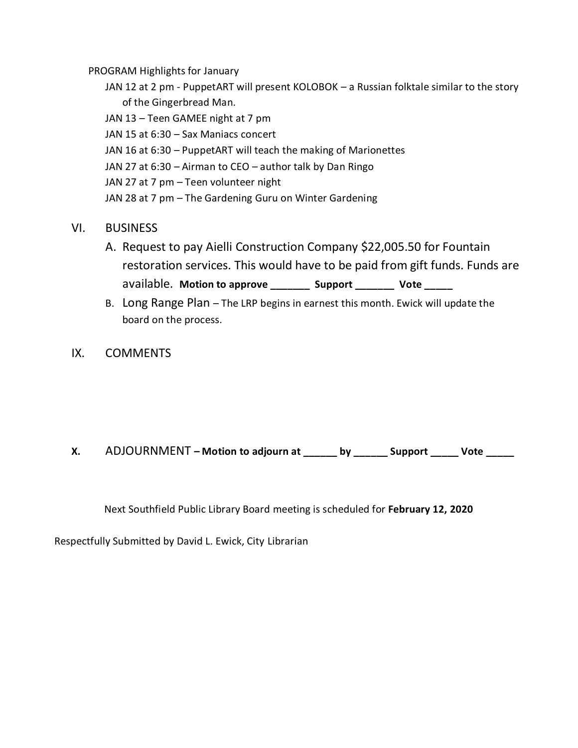PROGRAM Highlights for January

- JAN 12 at 2 pm - PuppetART will present KOLOBOK – a Russian folktale similar to the story of the Gingerbread Man.
- JAN 13 – Teen GAMEE night at 7 pm
- JAN 15 at 6:30 – Sax Maniacs concert
- JAN 16 at 6:30 – PuppetART will teach the making of Marionettes
- JAN 27 at 6:30 – Airman to CEO – author talk by Dan Ringo
- JAN 27 at 7 pm – Teen volunteer night
- JAN 28 at 7 pm – The Gardening Guru on Winter Gardening

## VI. BUSINESS

A. Request to pay Aielli Construction Company $22,005.50 for Fountain restoration services. This would have to be paid from gift funds. Funds are available. **Motion to approve _______ Support _______ Vote _____**

B. Long Range Plan – The LRP begins in earnest this month. Ewick will update the board on the process.

## IX. COMMENTS

## X. ADJOURNMENT – **Motion to adjourn at ______ by ______ Support _____ Vote _____**

Next Southfield Public Library Board meeting is scheduled for **February 12, 2020**

Respectfully Submitted by David L. Ewick, City Librarian